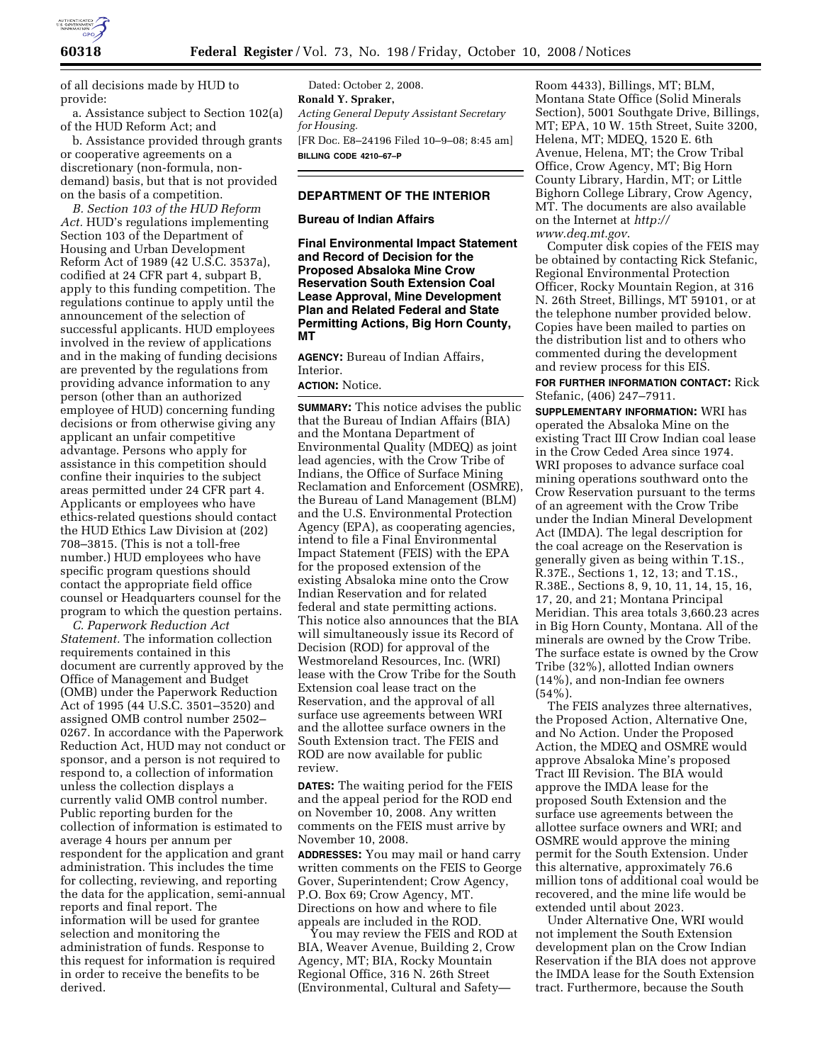of all decisions made by HUD to provide:

a. Assistance subject to Section 102(a) of the HUD Reform Act; and

b. Assistance provided through grants or cooperative agreements on a discretionary (non-formula, non-demand) basis, but that is not provided on the basis of a competition.

*B. Section 103 of the HUD Reform Act.* HUD's regulations implementing Section 103 of the Department of Housing and Urban Development Reform Act of 1989 (42 U.S.C. 3537a), codified at 24 CFR part 4, subpart B, apply to this funding competition. The regulations continue to apply until the announcement of the selection of successful applicants. HUD employees involved in the review of applications and in the making of funding decisions are prevented by the regulations from providing advance information to any person (other than an authorized employee of HUD) concerning funding decisions or from otherwise giving any applicant an unfair competitive advantage. Persons who apply for assistance in this competition should confine their inquiries to the subject areas permitted under 24 CFR part 4. Applicants or employees who have ethics-related questions should contact the HUD Ethics Law Division at (202) 708–3815. (This is not a toll-free number.) HUD employees who have specific program questions should contact the appropriate field office counsel or Headquarters counsel for the program to which the question pertains.

*C. Paperwork Reduction Act Statement.* The information collection requirements contained in this document are currently approved by the Office of Management and Budget (OMB) under the Paperwork Reduction Act of 1995 (42 U.S.C. 3501–3520) and assigned OMB control number 2502–0267. In accordance with the Paperwork Reduction Act, HUD may not conduct or sponsor, and a person is not required to respond to, a collection of information unless the collection displays a currently valid OMB control number. Public reporting burden for the collection of information is estimated to average 4 hours per annum per respondent for the application and grant administration. This includes the time for collecting, reviewing, and reporting the data for the application, semi-annual reports and final report. The information will be used for grantee selection and monitoring the administration of funds. Response to this request for information is required in order to receive the benefits to be derived.

Dated: October 2, 2008.

**Ronald Y. Spraker,**

*Acting General Deputy Assistant Secretary for Housing.*

[FR Doc. E8–24196 Filed 10–9–08; 8:45 am]

**BILLING CODE 4210–67–P**

## DEPARTMENT OF THE INTERIOR

### Bureau of Indian Affairs

### Final Environmental Impact Statement and Record of Decision for the Proposed Absaloka Mine Crow Reservation South Extension Coal Lease Approval, Mine Development Plan and Related Federal and State Permitting Actions, Big Horn County, MT

**AGENCY:** Bureau of Indian Affairs, Interior.

**ACTION:** Notice.

**SUMMARY:** This notice advises the public that the Bureau of Indian Affairs (BIA) and the Montana Department of Environmental Quality (MDEQ) as joint lead agencies, with the Crow Tribe of Indians, the Office of Surface Mining Reclamation and Enforcement (OSMRE), the Bureau of Land Management (BLM) and the U.S. Environmental Protection Agency (EPA), as cooperating agencies, intend to file a Final Environmental Impact Statement (FEIS) with the EPA for the proposed extension of the existing Absaloka mine onto the Crow Indian Reservation and for related federal and state permitting actions. This notice also announces that the BIA will simultaneously issue its Record of Decision (ROD) for approval of the Westmoreland Resources, Inc. (WRI) lease with the Crow Tribe for the South Extension coal lease tract on the Reservation, and the approval of all surface use agreements between WRI and the allottee surface owners in the South Extension tract. The FEIS and ROD are now available for public review.

**DATES:** The waiting period for the FEIS and the appeal period for the ROD end on November 10, 2008. Any written comments on the FEIS must arrive by November 10, 2008.

**ADDRESSES:** You may mail or hand carry written comments on the FEIS to George Gover, Superintendent; Crow Agency, P.O. Box 69; Crow Agency, MT. Directions on how and where to file appeals are included in the ROD.

You may review the FEIS and ROD at BIA, Weaver Avenue, Building 2, Crow Agency, MT; BIA, Rocky Mountain Regional Office, 316 N. 26th Street (Environmental, Cultural and Safety—Room 4433), Billings, MT; BLM, Montana State Office (Solid Minerals Section), 5001 Southgate Drive, Billings, MT; EPA, 10 W. 15th Street, Suite 3200, Helena, MT; MDEQ, 1520 E. 6th Avenue, Helena, MT; the Crow Tribal Office, Crow Agency, MT; Big Horn County Library, Hardin, MT; or Little Bighorn College Library, Crow Agency, MT. The documents are also available on the Internet at *http://www.deq.mt.gov*.

Computer disk copies of the FEIS may be obtained by contacting Rick Stefanic, Regional Environmental Protection Officer, Rocky Mountain Region, at 316 N. 26th Street, Billings, MT 59101, or at the telephone number provided below. Copies have been mailed to parties on the distribution list and to others who commented during the development and review process for this EIS.

**FOR FURTHER INFORMATION CONTACT:** Rick Stefanic, (406) 247–7911.

**SUPPLEMENTARY INFORMATION:** WRI has operated the Absaloka Mine on the existing Tract III Crow Indian coal lease in the Crow Ceded Area since 1974. WRI proposes to advance surface coal mining operations southward onto the Crow Reservation pursuant to the terms of an agreement with the Crow Tribe under the Indian Mineral Development Act (IMDA). The legal description for the coal acreage on the Reservation is generally given as being within T.1S., R.37E., Sections 1, 12, 13; and T.1S., R.38E., Sections 8, 9, 10, 11, 14, 15, 16, 17, 20, and 21; Montana Principal Meridian. This area totals 3,660.23 acres in Big Horn County, Montana. All of the minerals are owned by the Crow Tribe. The surface estate is owned by the Crow Tribe (32%), allotted Indian owners (14%), and non-Indian fee owners (54%).

The FEIS analyzes three alternatives, the Proposed Action, Alternative One, and No Action. Under the Proposed Action, the MDEQ and OSMRE would approve Absaloka Mine's proposed Tract III Revision. The BIA would approve the IMDA lease for the proposed South Extension and the surface use agreements between the allottee surface owners and WRI; and OSMRE would approve the mining permit for the South Extension. Under this alternative, approximately 76.6 million tons of additional coal would be recovered, and the mine life would be extended until about 2023.

Under Alternative One, WRI would not implement the South Extension development plan on the Crow Indian Reservation if the BIA does not approve the IMDA lease for the South Extension tract. Furthermore, because the South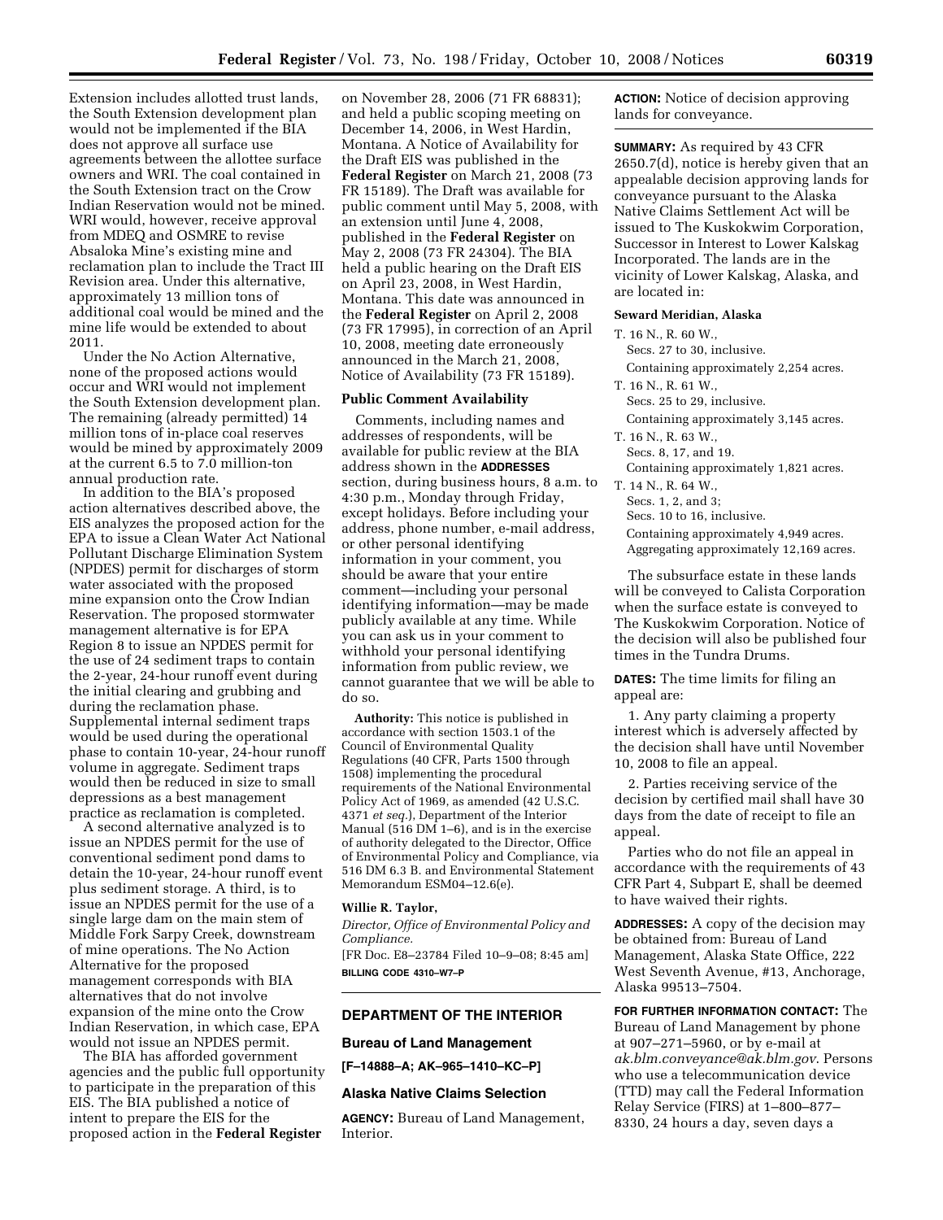Extension includes allotted trust lands, the South Extension development plan would not be implemented if the BIA does not approve all surface use agreements between the allottee surface owners and WRI. The coal contained in the South Extension tract on the Crow Indian Reservation would not be mined. WRI would, however, receive approval from MDEQ and OSMRE to revise Absaloka Mine's existing mine and reclamation plan to include the Tract III Revision area. Under this alternative, approximately 13 million tons of additional coal would be mined and the mine life would be extended to about 2011.

Under the No Action Alternative, none of the proposed actions would occur and WRI would not implement the South Extension development plan. The remaining (already permitted) 14 million tons of in-place coal reserves would be mined by approximately 2009 at the current 6.5 to 7.0 million-ton annual production rate.

In addition to the BIA's proposed action alternatives described above, the EIS analyzes the proposed action for the EPA to issue a Clean Water Act National Pollutant Discharge Elimination System (NPDES) permit for discharges of storm water associated with the proposed mine expansion onto the Crow Indian Reservation. The proposed stormwater management alternative is for EPA Region 8 to issue an NPDES permit for the use of 24 sediment traps to contain the 2-year, 24-hour runoff event during the initial clearing and grubbing and during the reclamation phase. Supplemental internal sediment traps would be used during the operational phase to contain 10-year, 24-hour runoff volume in aggregate. Sediment traps would then be reduced in size to small depressions as a best management practice as reclamation is completed.

A second alternative analyzed is to issue an NPDES permit for the use of conventional sediment pond dams to detain the 10-year, 24-hour runoff event plus sediment storage. A third, is to issue an NPDES permit for the use of a single large dam on the main stem of Middle Fork Sarpy Creek, downstream of mine operations. The No Action Alternative for the proposed management corresponds with BIA alternatives that do not involve expansion of the mine onto the Crow Indian Reservation, in which case, EPA would not issue an NPDES permit.

The BIA has afforded government agencies and the public full opportunity to participate in the preparation of this EIS. The BIA published a notice of intent to prepare the EIS for the proposed action in the **Federal Register** on November 28, 2006 (71 FR 68831); and held a public scoping meeting on December 14, 2006, in West Hardin, Montana. A Notice of Availability for the Draft EIS was published in the **Federal Register** on March 21, 2008 (73 FR 15189). The Draft was available for public comment until May 5, 2008, with an extension until June 4, 2008, published in the **Federal Register** on May 2, 2008 (73 FR 24304). The BIA held a public hearing on the Draft EIS on April 23, 2008, in West Hardin, Montana. This date was announced in the **Federal Register** on April 2, 2008 (73 FR 17995), in correction of an April 10, 2008, meeting date erroneously announced in the March 21, 2008, Notice of Availability (73 FR 15189).

### Public Comment Availability

Comments, including names and addresses of respondents, will be available for public review at the BIA address shown in the **ADDRESSES** section, during business hours, 8 a.m. to 4:30 p.m., Monday through Friday, except holidays. Before including your address, phone number, e-mail address, or other personal identifying information in your comment, you should be aware that your entire comment—including your personal identifying information—may be made publicly available at any time. While you can ask us in your comment to withhold your personal identifying information from public review, we cannot guarantee that we will be able to do so.

**Authority:** This notice is published in accordance with section 1503.1 of the Council of Environmental Quality Regulations (40 CFR, Parts 1500 through 1508) implementing the procedural requirements of the National Environmental Policy Act of 1969, as amended (42 U.S.C. 4371 *et seq.*), Department of the Interior Manual (516 DM 1–6), and is in the exercise of authority delegated to the Director, Office of Environmental Policy and Compliance, via 516 DM 6.3 B. and Environmental Statement Memorandum ESM04–12.6(e).

**Willie R. Taylor,**

*Director, Office of Environmental Policy and Compliance.*

[FR Doc. E8–23784 Filed 10–9–08; 8:45 am]

**BILLING CODE 4310–W7–P**

---

## DEPARTMENT OF THE INTERIOR

### Bureau of Land Management

**[F–14888–A; AK–965–1410–KC–P]**

### Alaska Native Claims Selection

**AGENCY:** Bureau of Land Management, Interior.

**ACTION:** Notice of decision approving lands for conveyance.

**SUMMARY:** As required by 43 CFR 2650.7(d), notice is hereby given that an appealable decision approving lands for conveyance pursuant to the Alaska Native Claims Settlement Act will be issued to The Kuskokwim Corporation, Successor in Interest to Lower Kalskag Incorporated. The lands are in the vicinity of Lower Kalskag, Alaska, and are located in:

**Seward Meridian, Alaska**

T. 16 N., R. 60 W.,
Secs. 27 to 30, inclusive.
Containing approximately 2,254 acres.

T. 16 N., R. 61 W.,
Secs. 25 to 29, inclusive.
Containing approximately 3,145 acres.

T. 16 N., R. 63 W.,
Secs. 8, 17, and 19.
Containing approximately 1,821 acres.

T. 14 N., R. 64 W.,
Secs. 1, 2, and 3;
Secs. 10 to 16, inclusive.
Containing approximately 4,949 acres.
Aggregating approximately 12,169 acres.

The subsurface estate in these lands will be conveyed to Calista Corporation when the surface estate is conveyed to The Kuskokwim Corporation. Notice of the decision will also be published four times in the Tundra Drums.

**DATES:** The time limits for filing an appeal are:

1. Any party claiming a property interest which is adversely affected by the decision shall have until November 10, 2008 to file an appeal.

2. Parties receiving service of the decision by certified mail shall have 30 days from the date of receipt to file an appeal.

Parties who do not file an appeal in accordance with the requirements of 43 CFR Part 4, Subpart E, shall be deemed to have waived their rights.

**ADDRESSES:** A copy of the decision may be obtained from: Bureau of Land Management, Alaska State Office, 222 West Seventh Avenue, #13, Anchorage, Alaska 99513–7504.

**FOR FURTHER INFORMATION CONTACT:** The Bureau of Land Management by phone at 907–271–5960, or by e-mail at *ak.blm.conveyance@ak.blm.gov*. Persons who use a telecommunication device (TTD) may call the Federal Information Relay Service (FIRS) at 1–800–877–8330, 24 hours a day, seven days a